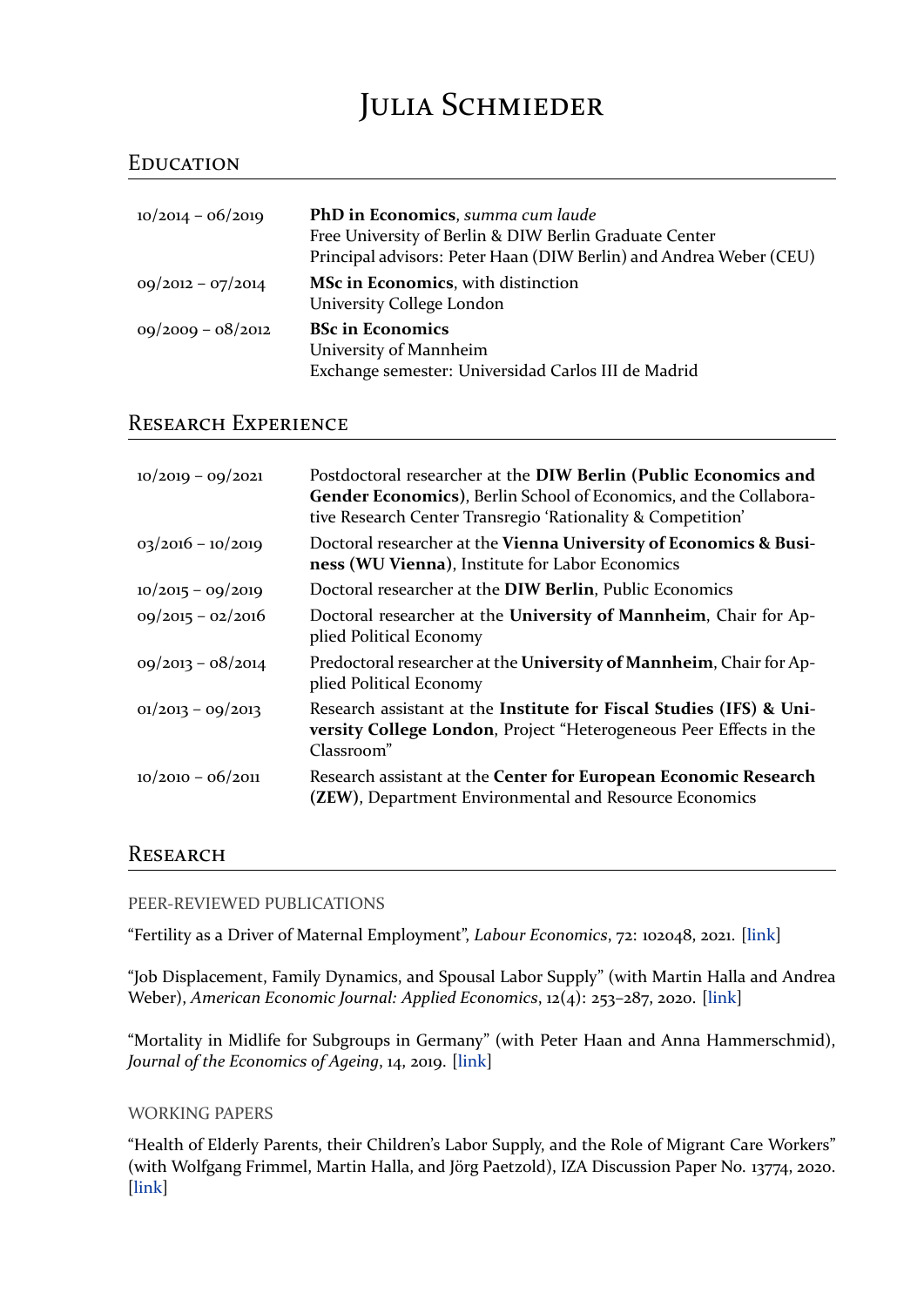# Julia Schmieder

## Education

| | |
|---|---|
| 10/2014 – 06/2019 | **PhD in Economics**, *summa cum laude*<br>Free University of Berlin & DIW Berlin Graduate Center<br>Principal advisors: Peter Haan (DIW Berlin) and Andrea Weber (CEU) |
| 09/2012 – 07/2014 | **MSc in Economics**, with distinction<br>University College London |
| 09/2009 – 08/2012 | **BSc in Economics**<br>University of Mannheim<br>Exchange semester: Universidad Carlos III de Madrid |

## Research Experience

| | |
|---|---|
| 10/2019 – 09/2021 | Postdoctoral researcher at the **DIW Berlin (Public Economics and Gender Economics)**, Berlin School of Economics, and the Collaborative Research Center Transregio 'Rationality & Competition' |
| 03/2016 – 10/2019 | Doctoral researcher at the **Vienna University of Economics & Business (WU Vienna)**, Institute for Labor Economics |
| 10/2015 – 09/2019 | Doctoral researcher at the **DIW Berlin**, Public Economics |
| 09/2015 – 02/2016 | Doctoral researcher at the **University of Mannheim**, Chair for Applied Political Economy |
| 09/2013 – 08/2014 | Predoctoral researcher at the **University of Mannheim**, Chair for Applied Political Economy |
| 01/2013 – 09/2013 | Research assistant at the **Institute for Fiscal Studies (IFS) & University College London**, Project "Heterogeneous Peer Effects in the Classroom" |
| 10/2010 – 06/2011 | Research assistant at the **Center for European Economic Research (ZEW)**, Department Environmental and Resource Economics |

## Research

### PEER-REVIEWED PUBLICATIONS

"Fertility as a Driver of Maternal Employment", *Labour Economics*, 72: 102048, 2021. [link]

"Job Displacement, Family Dynamics, and Spousal Labor Supply" (with Martin Halla and Andrea Weber), *American Economic Journal: Applied Economics*, 12(4): 253–287, 2020. [link]

"Mortality in Midlife for Subgroups in Germany" (with Peter Haan and Anna Hammerschmid), *Journal of the Economics of Ageing*, 14, 2019. [link]

### WORKING PAPERS

"Health of Elderly Parents, their Children's Labor Supply, and the Role of Migrant Care Workers" (with Wolfgang Frimmel, Martin Halla, and Jörg Paetzold), IZA Discussion Paper No. 13774, 2020. [link]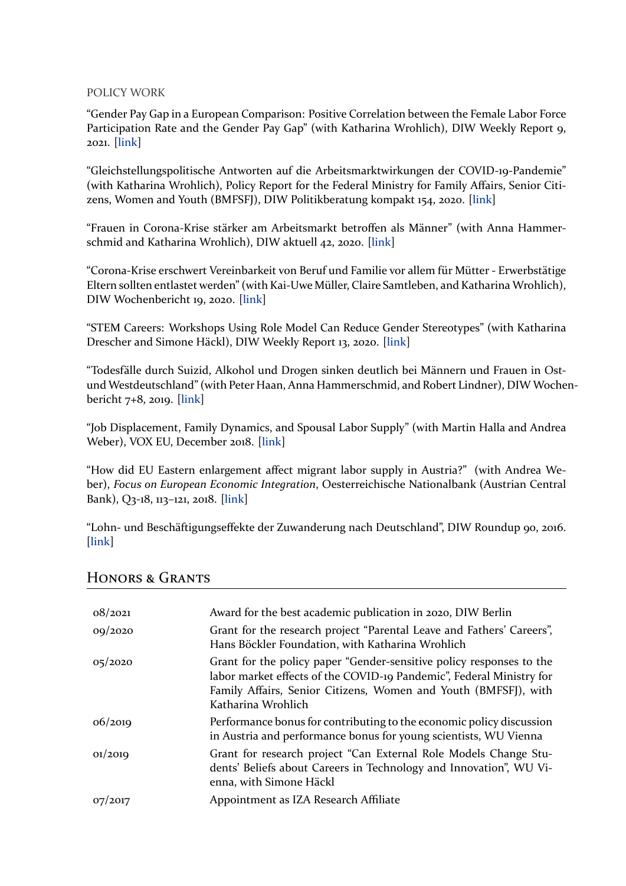POLICY WORK

"Gender Pay Gap in a European Comparison: Positive Correlation between the Female Labor Force Participation Rate and the Gender Pay Gap" (with Katharina Wrohlich), DIW Weekly Report 9, 2021. [link]

"Gleichstellungspolitische Antworten auf die Arbeitsmarktwirkungen der COVID-19-Pandemie" (with Katharina Wrohlich), Policy Report for the Federal Ministry for Family Affairs, Senior Citizens, Women and Youth (BMFSFJ), DIW Politikberatung kompakt 154, 2020. [link]

"Frauen in Corona-Krise stärker am Arbeitsmarkt betroffen als Männer" (with Anna Hammerschmid and Katharina Wrohlich), DIW aktuell 42, 2020. [link]

"Corona-Krise erschwert Vereinbarkeit von Beruf und Familie vor allem für Mütter - Erwerbstätige Eltern sollten entlastet werden" (with Kai-Uwe Müller, Claire Samtleben, and Katharina Wrohlich), DIW Wochenbericht 19, 2020. [link]

"STEM Careers: Workshops Using Role Model Can Reduce Gender Stereotypes" (with Katharina Drescher and Simone Häckl), DIW Weekly Report 13, 2020. [link]

"Todesfälle durch Suizid, Alkohol und Drogen sinken deutlich bei Männern und Frauen in Ost- und Westdeutschland" (with Peter Haan, Anna Hammerschmid, and Robert Lindner), DIW Wochenbericht 7+8, 2019. [link]

"Job Displacement, Family Dynamics, and Spousal Labor Supply" (with Martin Halla and Andrea Weber), VOX EU, December 2018. [link]

"How did EU Eastern enlargement affect migrant labor supply in Austria?" (with Andrea Weber), *Focus on European Economic Integration*, Oesterreichische Nationalbank (Austrian Central Bank), Q3-18, 113–121, 2018. [link]

"Lohn- und Beschäftigungseffekte der Zuwanderung nach Deutschland", DIW Roundup 90, 2016. [link]

## Honors & Grants

| | |
|---|---|
| 08/2021 | Award for the best academic publication in 2020, DIW Berlin |
| 09/2020 | Grant for the research project "Parental Leave and Fathers' Careers", Hans Böckler Foundation, with Katharina Wrohlich |
| 05/2020 | Grant for the policy paper "Gender-sensitive policy responses to the labor market effects of the COVID-19 Pandemic", Federal Ministry for Family Affairs, Senior Citizens, Women and Youth (BMFSFJ), with Katharina Wrohlich |
| 06/2019 | Performance bonus for contributing to the economic policy discussion in Austria and performance bonus for young scientists, WU Vienna |
| 01/2019 | Grant for research project "Can External Role Models Change Students' Beliefs about Careers in Technology and Innovation", WU Vienna, with Simone Häckl |
| 07/2017 | Appointment as IZA Research Affiliate |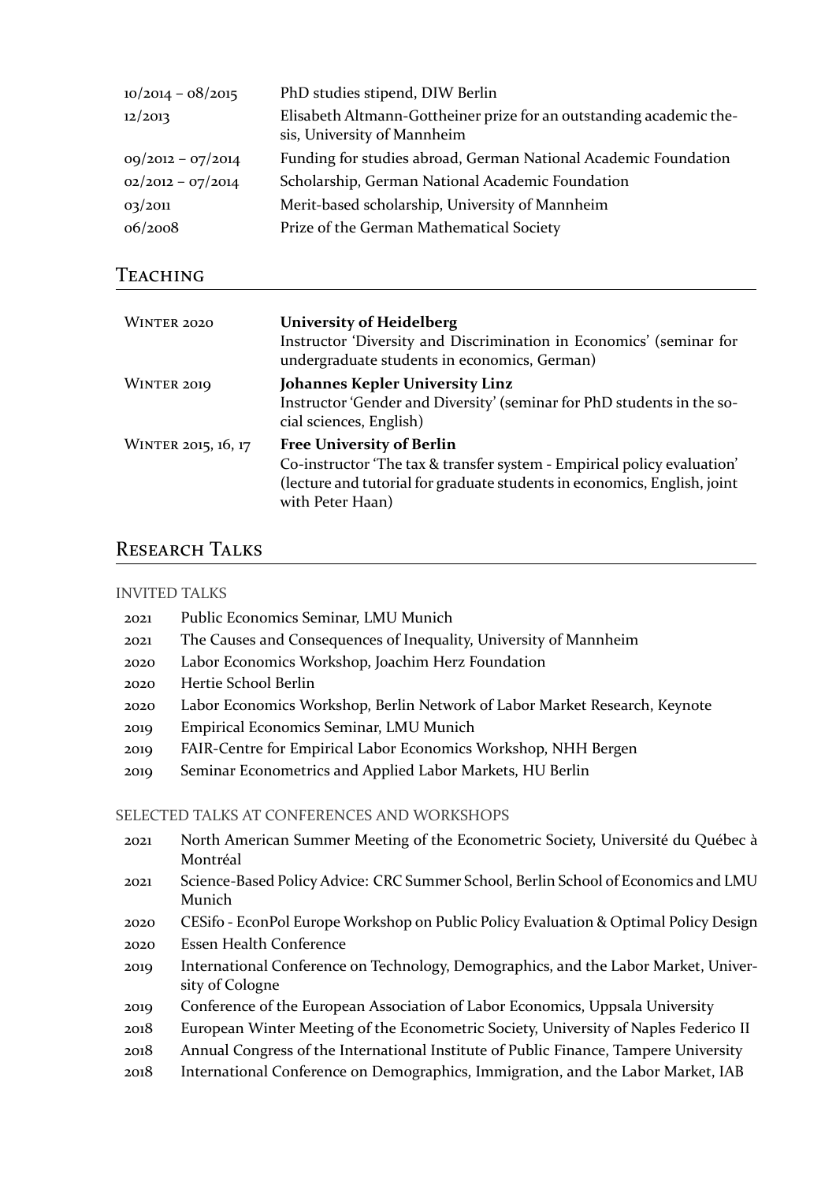| | |
|---|---|
| 10/2014 – 08/2015 | PhD studies stipend, DIW Berlin |
| 12/2013 | Elisabeth Altmann-Gottheiner prize for an outstanding academic thesis, University of Mannheim |
| 09/2012 – 07/2014 | Funding for studies abroad, German National Academic Foundation |
| 02/2012 – 07/2014 | Scholarship, German National Academic Foundation |
| 03/2011 | Merit-based scholarship, University of Mannheim |
| 06/2008 | Prize of the German Mathematical Society |

## Teaching

| | |
|---|---|
| Winter 2020 | **University of Heidelberg**<br>Instructor 'Diversity and Discrimination in Economics' (seminar for undergraduate students in economics, German) |
| Winter 2019 | **Johannes Kepler University Linz**<br>Instructor 'Gender and Diversity' (seminar for PhD students in the social sciences, English) |
| Winter 2015, 16, 17 | **Free University of Berlin**<br>Co-instructor 'The tax & transfer system - Empirical policy evaluation' (lecture and tutorial for graduate students in economics, English, joint with Peter Haan) |

## Research Talks

### Invited Talks

- 2021 Public Economics Seminar, LMU Munich
- 2021 The Causes and Consequences of Inequality, University of Mannheim
- 2020 Labor Economics Workshop, Joachim Herz Foundation
- 2020 Hertie School Berlin
- 2020 Labor Economics Workshop, Berlin Network of Labor Market Research, Keynote
- 2019 Empirical Economics Seminar, LMU Munich
- 2019 FAIR-Centre for Empirical Labor Economics Workshop, NHH Bergen
- 2019 Seminar Econometrics and Applied Labor Markets, HU Berlin

### Selected Talks at Conferences and Workshops

- 2021 North American Summer Meeting of the Econometric Society, Université du Québec à Montréal
- 2021 Science-Based Policy Advice: CRC Summer School, Berlin School of Economics and LMU Munich
- 2020 CESifo - EconPol Europe Workshop on Public Policy Evaluation & Optimal Policy Design
- 2020 Essen Health Conference
- 2019 International Conference on Technology, Demographics, and the Labor Market, University of Cologne
- 2019 Conference of the European Association of Labor Economics, Uppsala University
- 2018 European Winter Meeting of the Econometric Society, University of Naples Federico II
- 2018 Annual Congress of the International Institute of Public Finance, Tampere University
- 2018 International Conference on Demographics, Immigration, and the Labor Market, IAB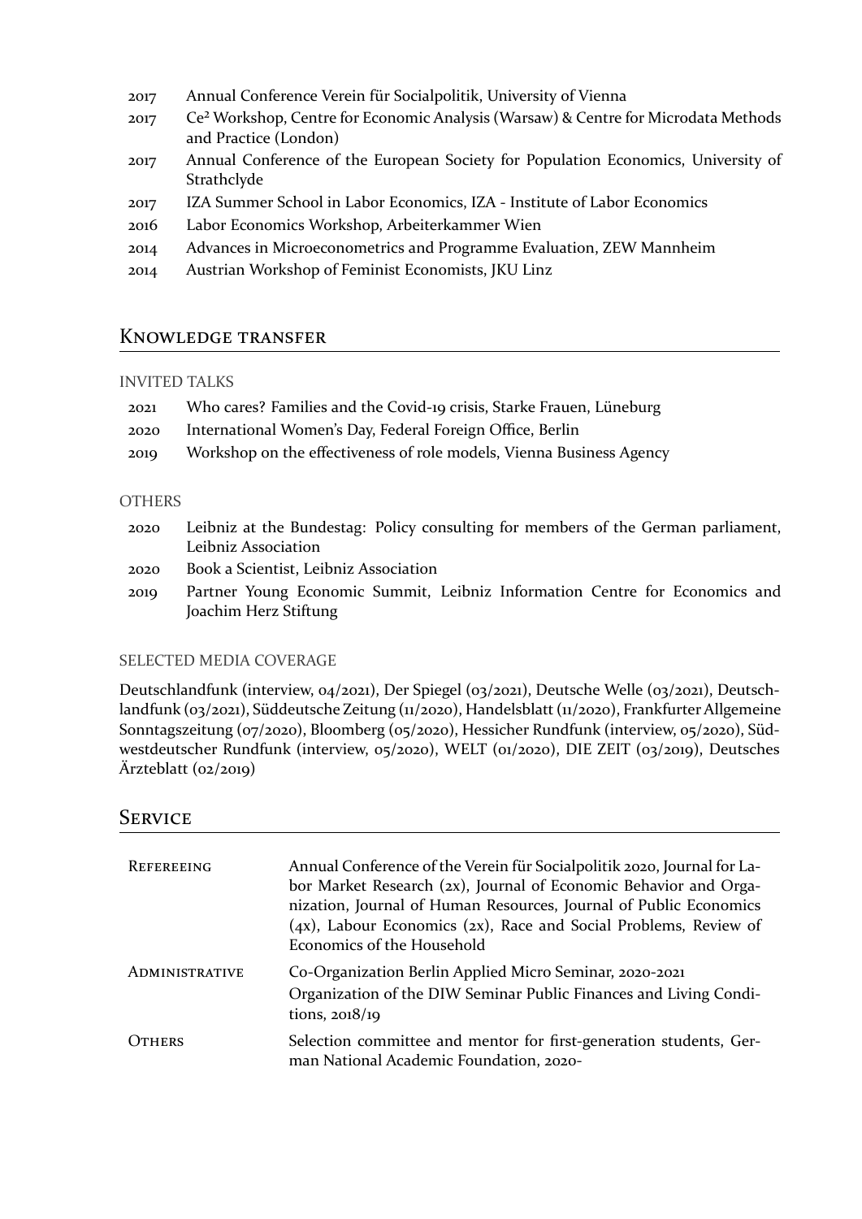- 2017 Annual Conference Verein für Socialpolitik, University of Vienna
- 2017 Ce² Workshop, Centre for Economic Analysis (Warsaw) & Centre for Microdata Methods and Practice (London)
- 2017 Annual Conference of the European Society for Population Economics, University of Strathclyde
- 2017 IZA Summer School in Labor Economics, IZA - Institute of Labor Economics
- 2016 Labor Economics Workshop, Arbeiterkammer Wien
- 2014 Advances in Microeconometrics and Programme Evaluation, ZEW Mannheim
- 2014 Austrian Workshop of Feminist Economists, JKU Linz

## Knowledge transfer

### Invited talks

- 2021 Who cares? Families and the Covid-19 crisis, Starke Frauen, Lüneburg
- 2020 International Women's Day, Federal Foreign Office, Berlin
- 2019 Workshop on the effectiveness of role models, Vienna Business Agency

### Others

- 2020 Leibniz at the Bundestag: Policy consulting for members of the German parliament, Leibniz Association
- 2020 Book a Scientist, Leibniz Association
- 2019 Partner Young Economic Summit, Leibniz Information Centre for Economics and Joachim Herz Stiftung

### Selected media coverage

Deutschlandfunk (interview, 04/2021), Der Spiegel (03/2021), Deutsche Welle (03/2021), Deutschlandfunk (03/2021), Süddeutsche Zeitung (11/2020), Handelsblatt (11/2020), Frankfurter Allgemeine Sonntagszeitung (07/2020), Bloomberg (05/2020), Hessicher Rundfunk (interview, 05/2020), Südwestdeutscher Rundfunk (interview, 05/2020), WELT (01/2020), DIE ZEIT (03/2019), Deutsches Ärzteblatt (02/2019)

## Service

**Refereeing** Annual Conference of the Verein für Socialpolitik 2020, Journal for Labor Market Research (2x), Journal of Economic Behavior and Organization, Journal of Human Resources, Journal of Public Economics (4x), Labour Economics (2x), Race and Social Problems, Review of Economics of the Household

**Administrative** Co-Organization Berlin Applied Micro Seminar, 2020-2021
Organization of the DIW Seminar Public Finances and Living Conditions, 2018/19

**Others** Selection committee and mentor for first-generation students, German National Academic Foundation, 2020-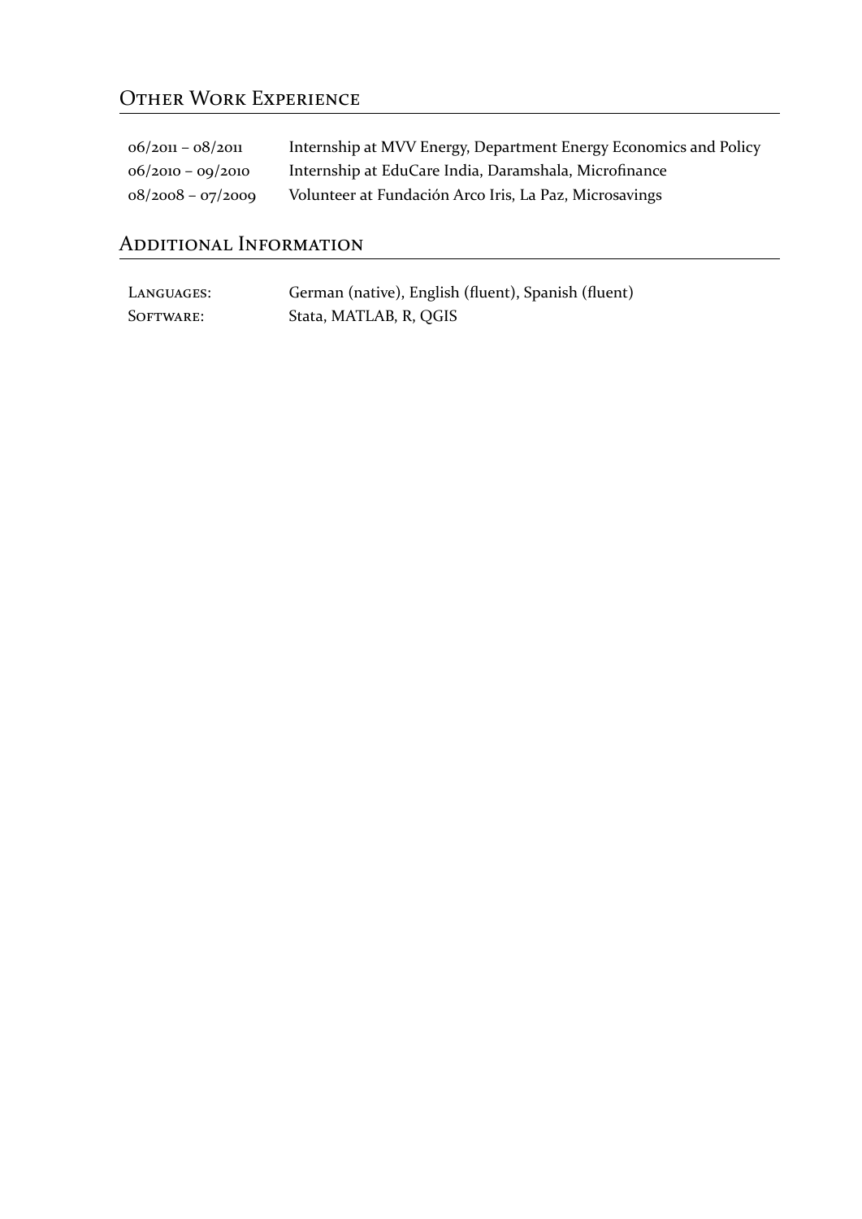## Other Work Experience

| | |
|---|---|
| 06/2011 – 08/2011 | Internship at MVV Energy, Department Energy Economics and Policy |
| 06/2010 – 09/2010 | Internship at EduCare India, Daramshala, Microfinance |
| 08/2008 – 07/2009 | Volunteer at Fundación Arco Iris, La Paz, Microsavings |

## Additional Information

| | |
|---|---|
| Languages: | German (native), English (fluent), Spanish (fluent) |
| Software: | Stata, MATLAB, R, QGIS |